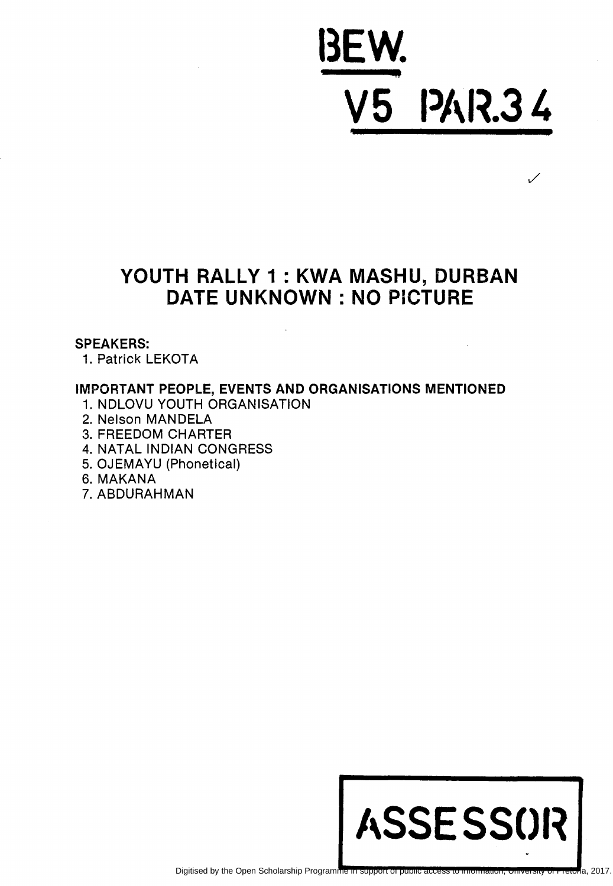**BEW.**

**V5 PAR.34**

✓

## YOUTH RALLY 1 : KWA MASHU, DURBAN
## DATE UNKNOWN : NO PICTURE

**SPEAKERS:**

1. Patrick LEKOTA

**IMPORTANT PEOPLE, EVENTS AND ORGANISATIONS MENTIONED**

1. NDLOVU YOUTH ORGANISATION
2. Nelson MANDELA
3. FREEDOM CHARTER
4. NATAL INDIAN CONGRESS
5. OJEMAYU (Phonetical)
6. MAKANA
7. ABDURAHMAN

**ASSESSOR**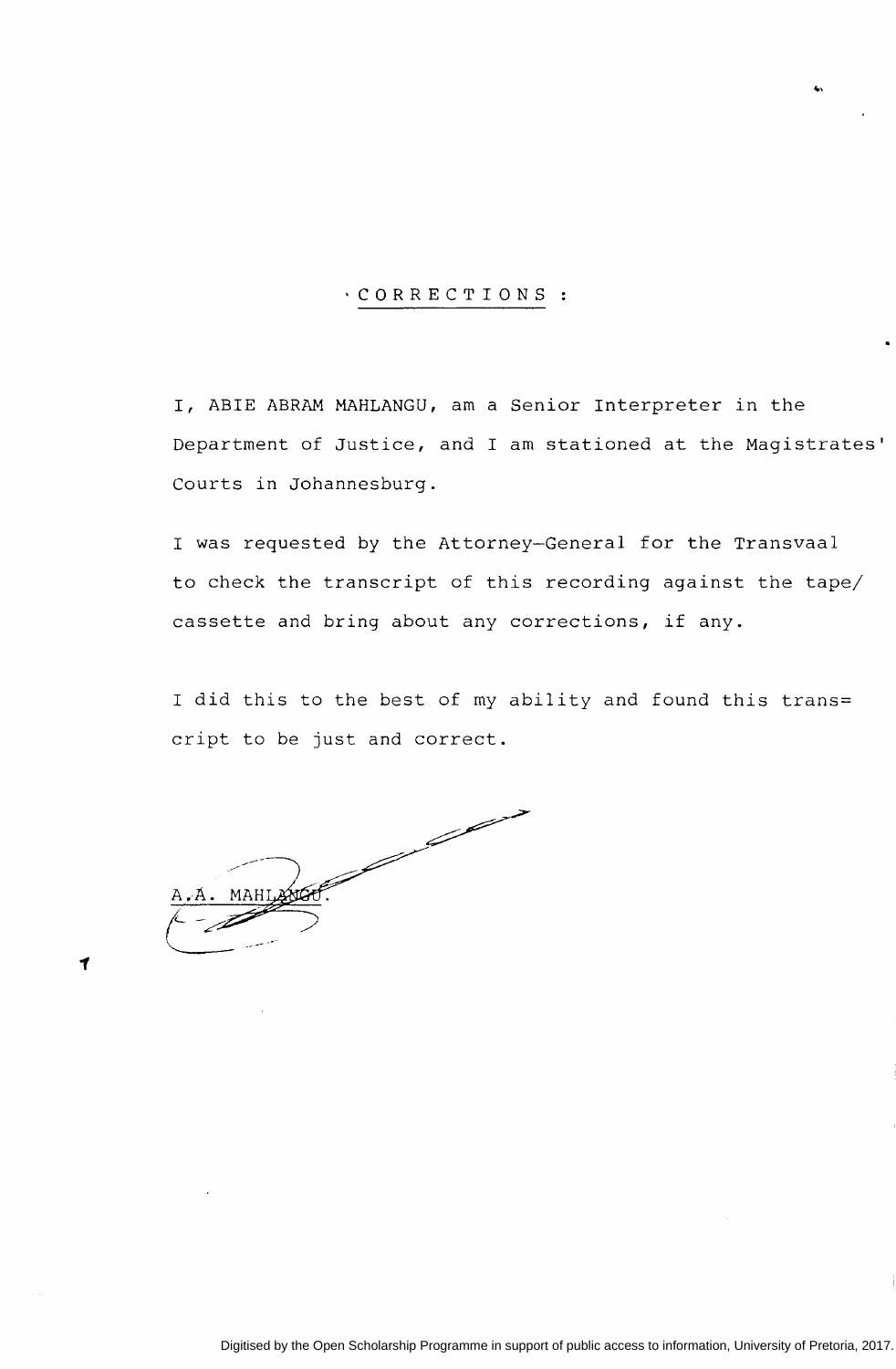## CORRECTIONS :

I, ABIE ABRAM MAHLANGU, am a Senior Interpreter in the Department of Justice, and I am stationed at the Magistrates' Courts in Johannesburg.

I was requested by the Attorney-General for the Transvaal to check the transcript of this recording against the tape/ cassette and bring about any corrections, if any.

I did this to the best of my ability and found this trans= cript to be just and correct.

A.A. MAHLANGU.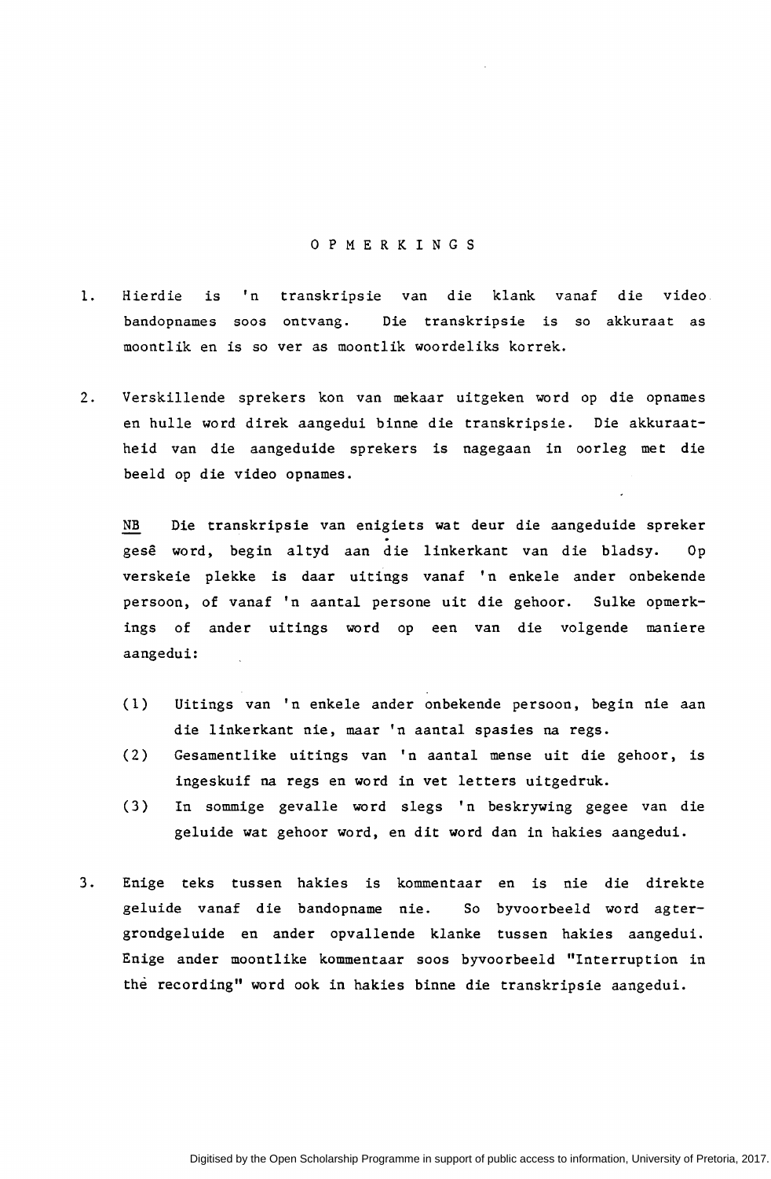# OPMERKINGS

1. Hierdie is 'n transkripsie van die klank vanaf die video bandopnames soos ontvang. Die transkripsie is so akkuraat as moontlik en is so ver as moontlik woordeliks korrek.

2. Verskillende sprekers kon van mekaar uitgeken word op die opnames en hulle word direk aangedui binne die transkripsie. Die akkuraatheid van die aangeduide sprekers is nagegaan in oorleg met die beeld op die video opnames.

   NB Die transkripsie van enigiets wat deur die aangeduide spreker gesê word, begin altyd aan die linkerkant van die bladsy. Op verskeie plekke is daar uitings vanaf 'n enkele ander onbekende persoon, of vanaf 'n aantal persone uit die gehoor. Sulke opmerkings of ander uitings word op een van die volgende maniere aangedui:

   (1) Uitings van 'n enkele ander onbekende persoon, begin nie aan die linkerkant nie, maar 'n aantal spasies na regs.
   (2) Gesamentlike uitings van 'n aantal mense uit die gehoor, is ingeskuif na regs en word in vet letters uitgedruk.
   (3) In sommige gevalle word slegs 'n beskrywing gegee van die geluide wat gehoor word, en dit word dan in hakies aangedui.

3. Enige teks tussen hakies is kommentaar en is nie die direkte geluide vanaf die bandopname nie. So byvoorbeeld word agtergrondgeluide en ander opvallende klanke tussen hakies aangedui. Enige ander moontlike kommentaar soos byvoorbeeld "Interruption in the recording" word ook in hakies binne die transkripsie aangedui.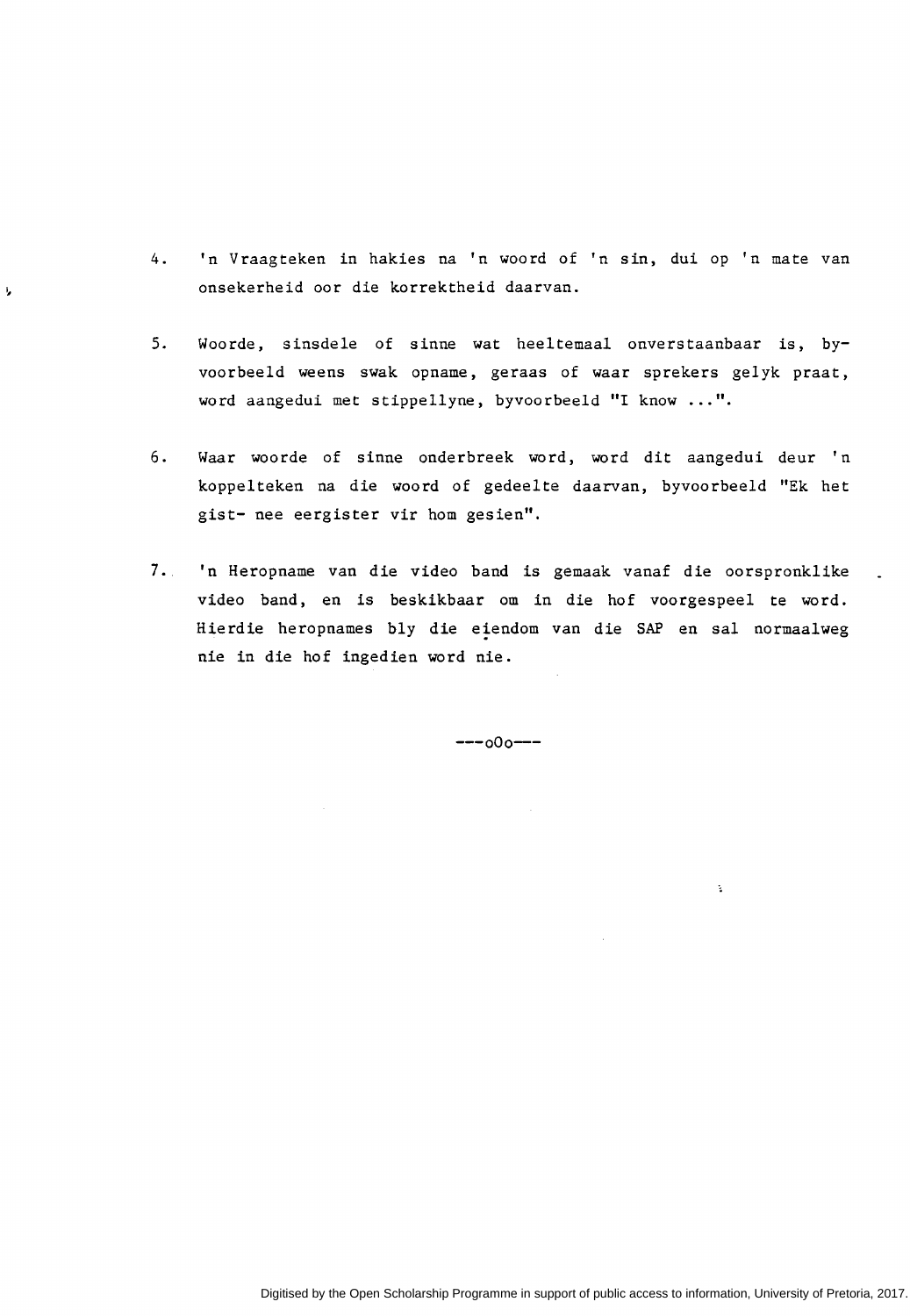4. 'n Vraagteken in hakies na 'n woord of 'n sin, dui op 'n mate van onsekerheid oor die korrektheid daarvan.

5. Woorde, sinsdele of sinne wat heeltemaal onverstaanbaar is, byvoorbeeld weens swak opname, geraas of waar sprekers gelyk praat, word aangedui met stippellyne, byvoorbeeld "I know ...".

6. Waar woorde of sinne onderbreek word, word dit aangedui deur 'n koppelteken na die woord of gedeelte daarvan, byvoorbeeld "Ek het gist- nee eergister vir hom gesien".

7. 'n Heropname van die video band is gemaak vanaf die oorspronklike video band, en is beskikbaar om in die hof voorgespeel te word. Hierdie heropnames bly die eiendom van die SAP en sal normaalweg nie in die hof ingedien word nie.

---oOo---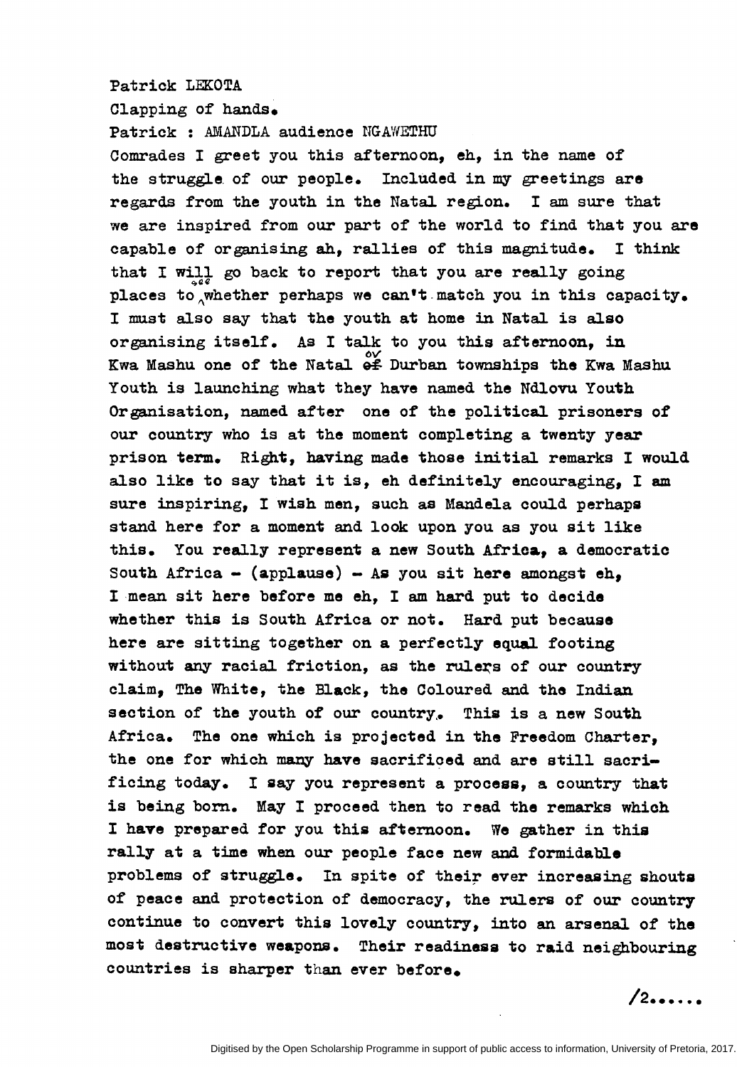Patrick LEKOTA

Clapping of hands.

Patrick : AMANDLA audience NGAWETHU

Comrades I greet you this afternoon, eh, in the name of the struggle of our people. Included in my greetings are regards from the youth in the Natal region. I am sure that we are inspired from our part of the world to find that you are capable of organising ah, rallies of this magnitude. I think that I will go back to report that you are really going places to see whether perhaps we can't match you in this capacity. I must also say that the youth at home in Natal is also organising itself. As I talk to you this afternoon, in Kwa Mashu one of the Natal or Durban townships the Kwa Mashu Youth is launching what they have named the Ndlovu Youth Organisation, named after one of the political prisoners of our country who is at the moment completing a twenty year prison term. Right, having made those initial remarks I would also like to say that it is, eh definitely encouraging, I am sure inspiring, I wish men, such as Mandela could perhaps stand here for a moment and look upon you as you sit like this. You really represent a new South Africa, a democratic South Africa - (applause) - As you sit here amongst eh, I mean sit here before me eh, I am hard put to decide whether this is South Africa or not. Hard put because here are sitting together on a perfectly equal footing without any racial friction, as the rulers of our country claim, The White, the Black, the Coloured and the Indian section of the youth of our country. This is a new South Africa. The one which is projected in the Freedom Charter, the one for which many have sacrificed and are still sacrificing today. I say you represent a process, a country that is being born. May I proceed then to read the remarks which I have prepared for you this afternoon. We gather in this rally at a time when our people face new and formidable problems of struggle. In spite of their ever increasing shouts of peace and protection of democracy, the rulers of our country continue to convert this lovely country, into an arsenal of the most destructive weapons. Their readiness to raid neighbouring countries is sharper than ever before.

/2......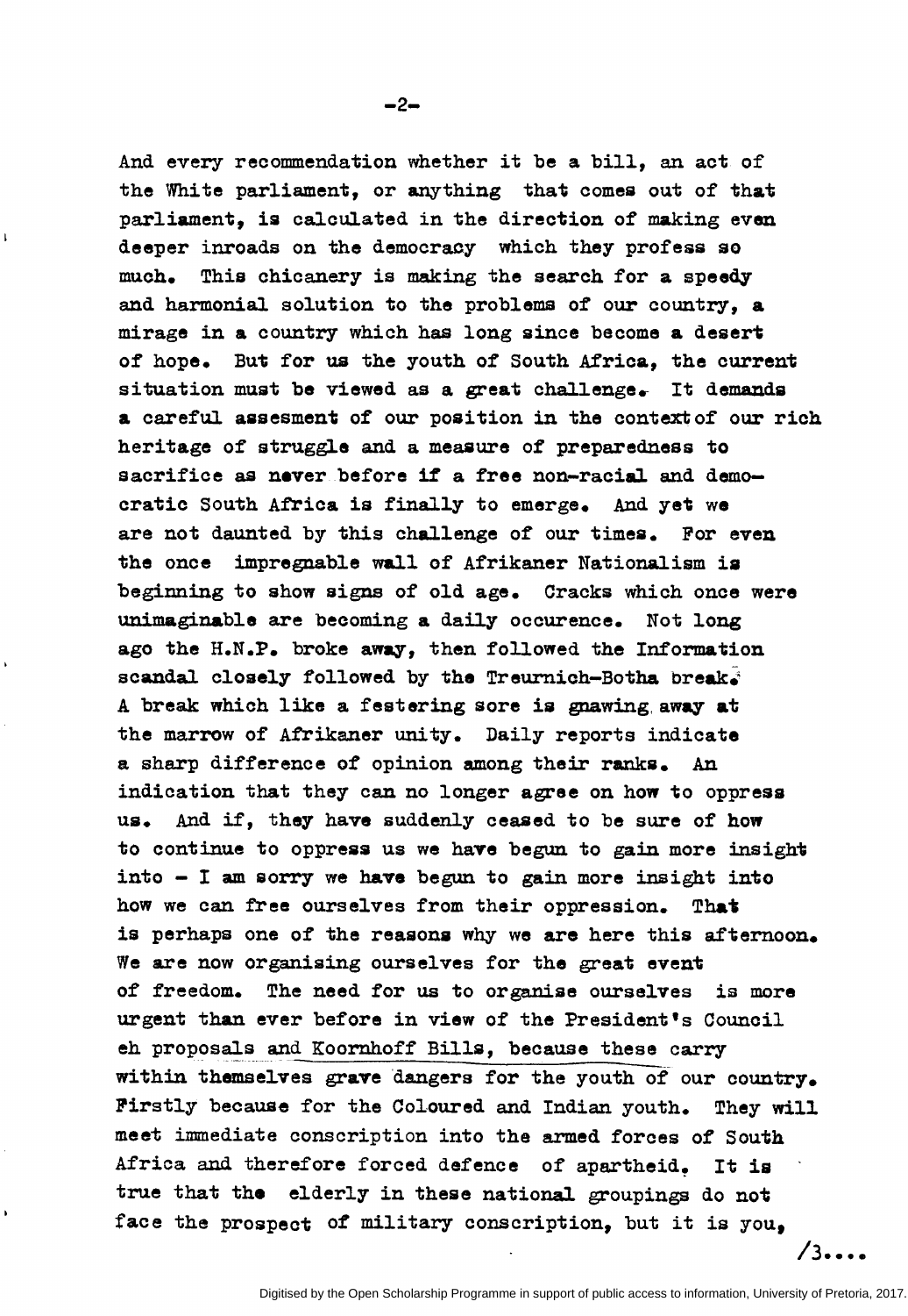And every recommendation whether it be a bill, an act of the White parliament, or anything that comes out of that parliament, is calculated in the direction of making even deeper inroads on the democracy which they profess so much. This chicanery is making the search for a speedy and harmonial solution to the problems of our country, a mirage in a country which has long since become a desert of hope. But for us the youth of South Africa, the current situation must be viewed as a great challenge. It demands a careful assesment of our position in the context of our rich heritage of struggle and a measure of preparedness to sacrifice as never before if a free non-racial and democratic South Africa is finally to emerge. And yet we are not daunted by this challenge of our times. For even the once impregnable wall of Afrikaner Nationalism is beginning to show signs of old age. Cracks which once were unimaginable are becoming a daily occurence. Not long ago the H.N.P. broke away, then followed the Information scandal closely followed by the Treurnich-Botha break. A break which like a festering sore is gnawing away at the marrow of Afrikaner unity. Daily reports indicate a sharp difference of opinion among their ranks. An indication that they can no longer agree on how to oppress us. And if, they have suddenly ceased to be sure of how to continue to oppress us we have begun to gain more insight into - I am sorry we have begun to gain more insight into how we can free ourselves from their oppression. That is perhaps one of the reasons why we are here this afternoon. We are now organising ourselves for the great event of freedom. The need for us to organise ourselves is more urgent than ever before in view of the President's Council eh proposals and Koornhoff Bills, because these carry within themselves grave dangers for the youth of our country. Firstly because for the Coloured and Indian youth. They will meet immediate conscription into the armed forces of South Africa and therefore forced defence of apartheid. It is true that the elderly in these national groupings do not face the prospect of military conscription, but it is you,

/3....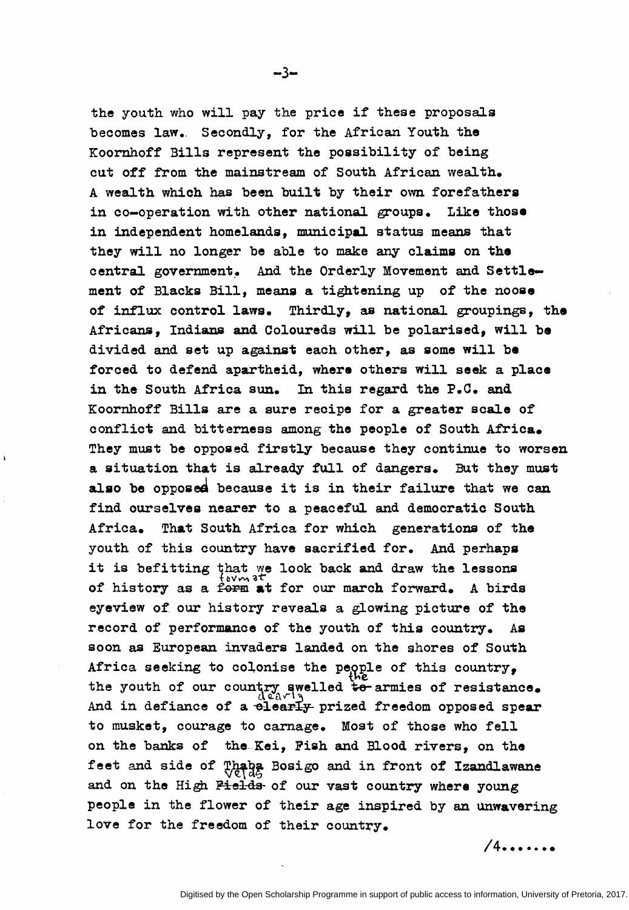the youth who will pay the price if these proposals becomes law. Secondly, for the African Youth the Koornhoff Bills represent the possibility of being cut off from the mainstream of South African wealth. A wealth which has been built by their own forefathers in co-operation with other national groups. Like those in independent homelands, municipal status means that they will no longer be able to make any claims on the central government. And the Orderly Movement and Settlement of Blacks Bill, means a tightening up of the noose of influx control laws. Thirdly, as national groupings, the Africans, Indians and Coloureds will be polarised, will be divided and set up against each other, as some will be forced to defend apartheid, where others will seek a place in the South Africa sun. In this regard the P.C. and Koornhoff Bills are a sure recipe for a greater scale of conflict and bitterness among the people of South Africa. They must be opposed firstly because they continue to worsen a situation that is already full of dangers. But they must also be opposed because it is in their failure that we can find ourselves nearer to a peaceful and democratic South Africa. That South Africa for which generations of the youth of this country have sacrified for. And perhaps it is befitting that we look back and draw the lessons of history as a format for our march forward. A birds eyeview of our history reveals a glowing picture of the record of performance of the youth of this country. As soon as European invaders landed on the shores of South Africa seeking to colonise the people of this country, the youth of our country swelled the armies of resistance. And in defiance of a dearly prized freedom opposed spear to musket, courage to carnage. Most of those who fell on the banks of the Kei, Fish and Blood rivers, on the feet and side of Thaba Bosigo and in front of Izandlawane and on the High Velds of our vast country where young people in the flower of their age inspired by an unwavering love for the freedom of their country.

/4.......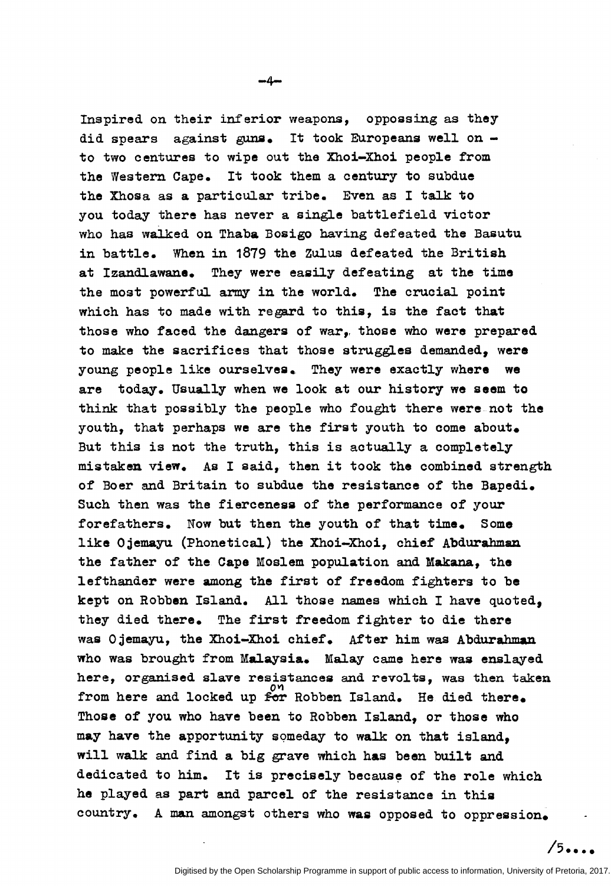Inspired on their inferior weapons, opposing as they did spears against guns. It took Europeans well on - to two centures to wipe out the Xhoi-Xhoi people from the Western Cape. It took them a century to subdue the Xhosa as a particular tribe. Even as I talk to you today there has never a single battlefield victor who has walked on Thaba Bosigo having defeated the Basutu in battle. When in 1879 the Zulus defeated the British at Izandlawane. They were easily defeating at the time the most powerful army in the world. The crucial point which has to made with regard to this, is the fact that those who faced the dangers of war, those who were prepared to make the sacrifices that those struggles demanded, were young people like ourselves. They were exactly where we are today. Usually when we look at our history we seem to think that possibly the people who fought there were not the youth, that perhaps we are the first youth to come about. But this is not the truth, this is actually a completely mistaken view. As I said, then it took the combined strength of Boer and Britain to subdue the resistance of the Bapedi. Such then was the fierceness of the performance of your forefathers. Now but then the youth of that time. Some like Ojemayu (Phonetical) the Xhoi-Xhoi, chief Abdurahman the father of the Cape Moslem population and Makana, the lefthander were among the first of freedom fighters to be kept on Robben Island. All those names which I have quoted, they died there. The first freedom fighter to die there was Ojemayu, the Xhoi-Xhoi chief. After him was Abdurahman who was brought from Malaysia. Malay came here was enslayed here, organised slave resistances and revolts, was then taken from here and locked up on Robben Island. He died there. Those of you who have been to Robben Island, or those who may have the apportunity someday to walk on that island, will walk and find a big grave which has been built and dedicated to him. It is precisely because of the role which he played as part and parcel of the resistance in this country. A man amongst others who was opposed to oppression.

/5....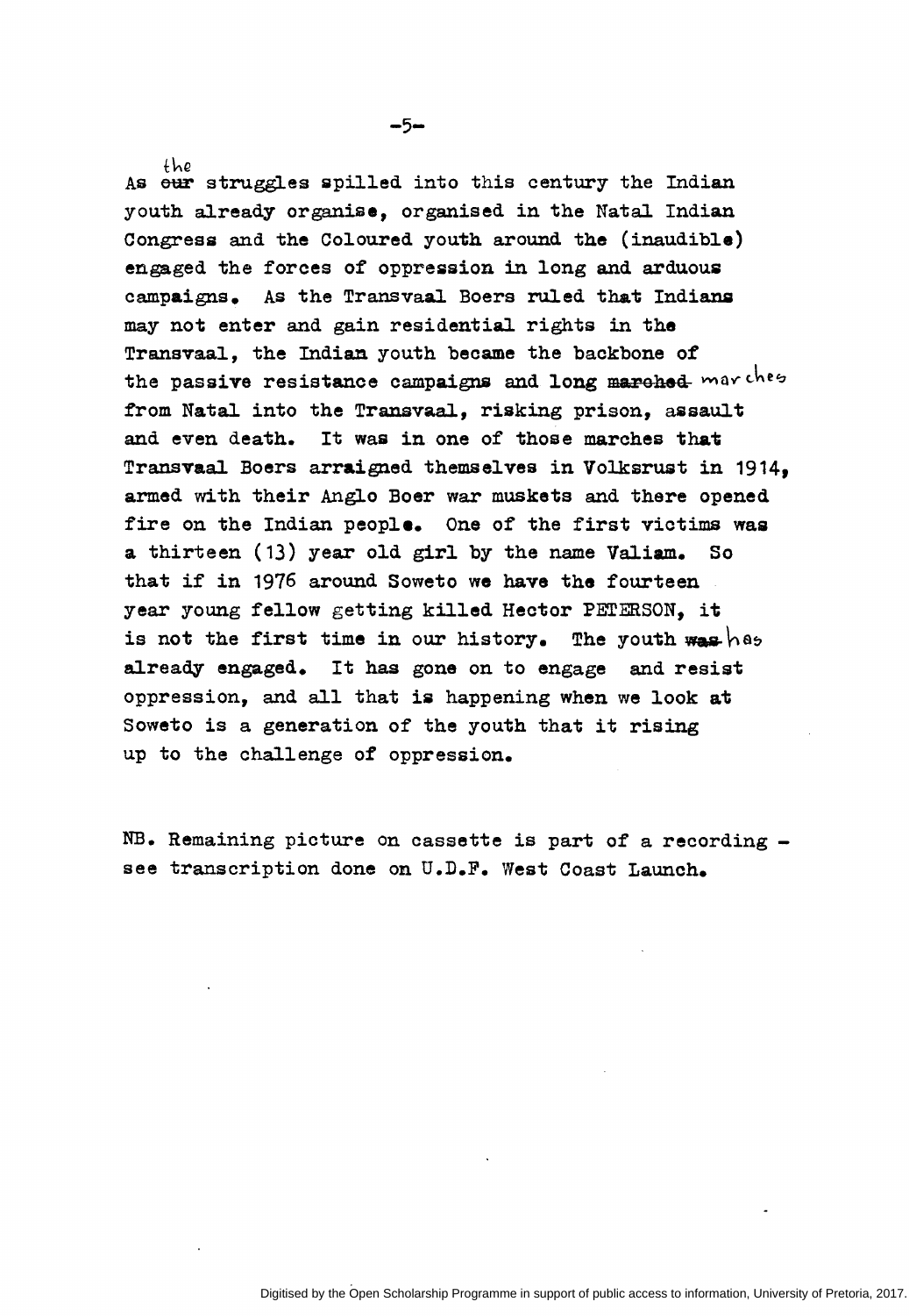As the struggles spilled into this century the Indian youth already organise, organised in the Natal Indian Congress and the Coloured youth around the (inaudible) engaged the forces of oppression in long and arduous campaigns. As the Transvaal Boers ruled that Indians may not enter and gain residential rights in the Transvaal, the Indian youth became the backbone of the passive resistance campaigns and long marches from Natal into the Transvaal, risking prison, assault and even death. It was in one of those marches that Transvaal Boers arraigned themselves in Volksrust in 1914, armed with their Anglo Boer war muskets and there opened fire on the Indian people. One of the first victims was a thirteen (13) year old girl by the name Valiam. So that if in 1976 around Soweto we have the fourteen year young fellow getting killed Hector PETERSON, it is not the first time in our history. The youth has already engaged. It has gone on to engage and resist oppression, and all that is happening when we look at Soweto is a generation of the youth that it rising up to the challenge of oppression.

NB. Remaining picture on cassette is part of a recording - see transcription done on U.D.F. West Coast Launch.